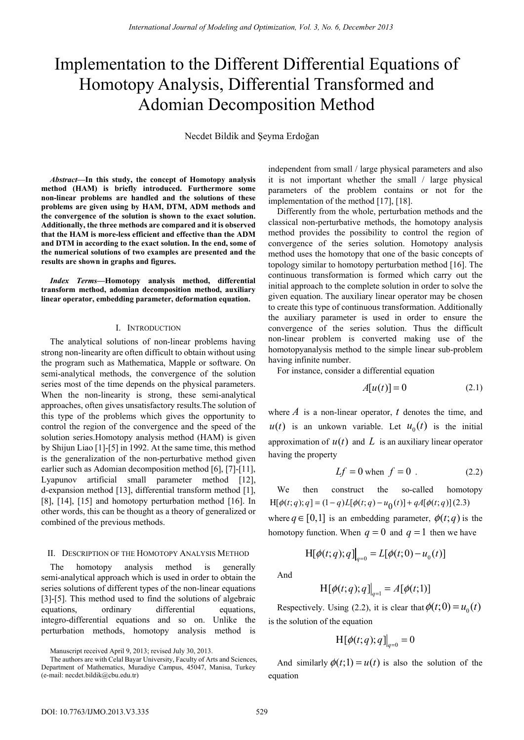# Implementation to the Different Differential Equations of Homotopy Analysis, Differential Transformed and Adomian Decomposition Method

Necdet Bildik and Şeyma Erdoğan

***Abstract*—In this study, the concept of Homotopy analysis method (HAM) is briefly introduced. Furthermore some non-linear problems are handled and the solutions of these problems are given using by HAM, DTM, ADM methods and the convergence of the solution is shown to the exact solution. Additionally, the three methods are compared and it is observed that the HAM is more-less efficient and effective than the ADM and DTM in according to the exact solution. In the end, some of the numerical solutions of two examples are presented and the results are shown in graphs and figures.**

***Index Terms*—Homotopy analysis method, differential transform method, adomian decomposition method, auxiliary linear operator, embedding parameter, deformation equation.**

## I. Introduction

The analytical solutions of non-linear problems having strong non-linearity are often difficult to obtain without using the program such as Mathematica, Mapple or software. On semi-analytical methods, the convergence of the solution series most of the time depends on the physical parameters. When the non-linearity is strong, these semi-analytical approaches, often gives unsatisfactory results.The solution of this type of the problems which gives the opportunity to control the region of the convergence and the speed of the solution series.Homotopy analysis method (HAM) is given by Shijun Liao [1]-[5] in 1992. At the same time, this method is the generalization of the non-perturbative method given earlier such as Adomian decomposition method [6], [7]-[11], Lyapunov artificial small parameter method [12], d-expansion method [13], differential transform method [1], [8], [14], [15] and homotopy perturbation method [16]. In other words, this can be thought as a theory of generalized or combined of the previous methods.

## II. Description of the Homotopy Analysis Method

The homotopy analysis method is generally semi-analytical approach which is used in order to obtain the series solutions of different types of the non-linear equations [3]-[5]. This method used to find the solutions of algebraic equations, ordinary differential equations, integro-differential equations and so on. Unlike the perturbation methods, homotopy analysis method is independent from small / large physical parameters and also it is not important whether the small / large physical parameters of the problem contains or not for the implementation of the method [17], [18].

Differently from the whole, perturbation methods and the classical non-perturbative methods, the homotopy analysis method provides the possibility to control the region of convergence of the series solution. Homotopy analysis method uses the homotopy that one of the basic concepts of topology similar to homotopy perturbation method [16]. The continuous transformation is formed which carry out the initial approach to the complete solution in order to solve the given equation. The auxiliary linear operator may be chosen to create this type of continuous transformation. Additionally the auxiliary parameter is used in order to ensure the convergence of the series solution. Thus the difficult non-linear problem is converted making use of the homotopyanalysis method to the simple linear sub-problem having infinite number.

For instance, consider a differential equation

$$A[u(t)] = 0 \tag{2.1}$$

where $A$ is a non-linear operator, $t$ denotes the time, and $u(t)$ is an unkown variable. Let $u_0(t)$ is the initial approximation of $u(t)$ and $L$ is an auxiliary linear operator having the property

$$Lf = 0 \text{ when } f = 0 \ . \tag{2.2}$$

We then construct the so-called homotopy $\mathrm{H}[\phi(t;q);q] = (1-q)L[\phi(t;q) - u_0(t)] + qA[\phi(t;q)]$ (2.3)

where $q \in [0,1]$ is an embedding parameter, $\phi(t;q)$ is the homotopy function. When $q=0$ and $q=1$ then we have

$$\mathrm{H}[\phi(t;q);q]\big|_{q=0} = L[\phi(t;0) - u_0(t)]$$

And

$$\mathrm{H}[\phi(t;q);q]\big|_{q=1} = A[\phi(t;1)]$$

Respectively. Using (2.2), it is clear that $\phi(t;0) = u_0(t)$ is the solution of the equation

$$\mathrm{H}[\phi(t;q);q]\big|_{q=0} = 0$$

And similarly $\phi(t;1) = u(t)$ is also the solution of the equation

Manuscript received April 9, 2013; revised July 30, 2013.

The authors are with Celal Bayar University, Faculty of Arts and Sciences, Department of Mathematics, Muradiye Campus, 45047, Manisa, Turkey (e-mail: necdet.bildik@cbu.edu.tr)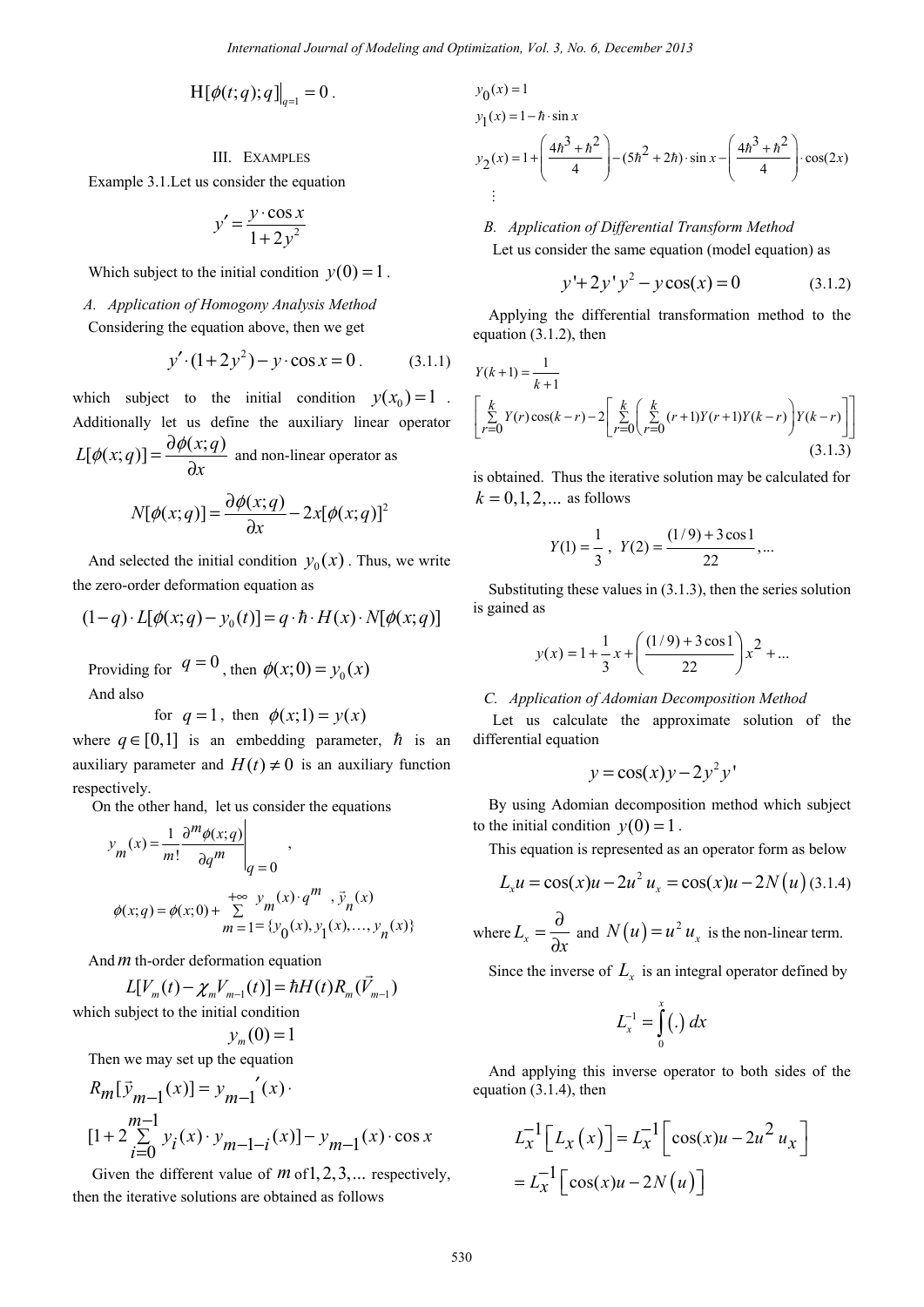$$\mathrm{H}[\phi(t;q);q]\big|_{q=1} = 0 .$$

## III. Examples

Example 3.1.Let us consider the equation

$$y' = \frac{y \cdot \cos x}{1+2y^2}$$

Which subject to the initial condition $y(0)=1$.

### A. Application of Homogony Analysis Method

Considering the equation above, then we get

$$y' \cdot (1+2y^2) - y \cdot \cos x = 0 . \qquad (3.1.1)$$

which subject to the initial condition $y(x_0)=1$. Additionally let us define the auxiliary linear operator $L[\phi(x;q)] = \frac{\partial \phi(x;q)}{\partial x}$ and non-linear operator as

$$N[\phi(x;q)] = \frac{\partial \phi(x;q)}{\partial x} - 2x[\phi(x;q)]^2$$

And selected the initial condition $y_0(x)$. Thus, we write the zero-order deformation equation as

$$(1-q)\cdot L[\phi(x;q) - y_0(t)] = q \cdot \hbar \cdot H(x) \cdot N[\phi(x;q)]$$

Providing for $q=0$, then $\phi(x;0) = y_0(x)$

And also

for $q=1$, then $\phi(x;1) = y(x)$

where $q \in [0,1]$ is an embedding parameter, $\hbar$ is an auxiliary parameter and $H(t) \neq 0$ is an auxiliary function respectively.

On the other hand, let us consider the equations

$$y_m(x) = \frac{1}{m!} \frac{\partial^m \phi(x;q)}{\partial q^m}\bigg|_{q=0},$$

$$\phi(x;q) = \phi(x;0) + \sum_{m=1}^{+\infty} y_m(x) \cdot q^m , \quad \vec{y}_n(x) = \{y_0(x), y_1(x), \ldots, y_n(x)\}$$

And $m$ th-order deformation equation

$$L[V_m(t) - \chi_m V_{m-1}(t)] = \hbar H(t) R_m(\vec{V}_{m-1})$$

which subject to the initial condition

$$y_m(0) = 1$$

Then we may set up the equation

$$R_m[\vec{y}_{m-1}(x)] = y_{m-1}{}'(x) \cdot [1 + 2\sum_{i=0}^{m-1} y_i(x) \cdot y_{m-1-i}(x)] - y_{m-1}(x) \cdot \cos x$$

Given the different value of $m$ of $1, 2, 3, \ldots$ respectively, then the iterative solutions are obtained as follows

$$y_0(x) = 1$$

$$y_1(x) = 1 - \hbar \cdot \sin x$$

$$y_2(x) = 1 + \left(\frac{4\hbar^3 + \hbar^2}{4}\right) - (5\hbar^2 + 2\hbar)\cdot \sin x - \left(\frac{4\hbar^3 + \hbar^2}{4}\right)\cdot \cos(2x)$$

$$\vdots$$

### B. Application of Differential Transform Method

Let us consider the same equation (model equation) as

$$y' + 2y'y^2 - y\cos(x) = 0 \qquad (3.1.2)$$

Applying the differential transformation method to the equation (3.1.2), then

$$Y(k+1) = \frac{1}{k+1} \left[\sum_{r=0}^{k} Y(r)\cos(k-r) - 2\left[\sum_{r=0}^{k}\left(\sum_{r=0}^{k}(r+1)Y(r+1)Y(k-r)\right)Y(k-r)\right]\right] \qquad (3.1.3)$$

is obtained. Thus the iterative solution may be calculated for $k = 0,1,2,\ldots$ as follows

$$Y(1) = \frac{1}{3}, \ Y(2) = \frac{(1/9) + 3\cos 1}{22}, \ldots$$

Substituting these values in (3.1.3), then the series solution is gained as

$$y(x) = 1 + \frac{1}{3}x + \left(\frac{(1/9)+3\cos 1}{22}\right)x^2 + \ldots$$

### C. Application of Adomian Decomposition Method

Let us calculate the approximate solution of the differential equation

$$y = \cos(x)y - 2y^2 y'$$

By using Adomian decomposition method which subject to the initial condition $y(0)=1$.

This equation is represented as an operator form as below

$$L_x u = \cos(x)u - 2u^2 u_x = \cos(x)u - 2N(u) \qquad (3.1.4)$$

where $L_x = \frac{\partial}{\partial x}$ and $N(u) = u^2 u_x$ is the non-linear term.

Since the inverse of $L_x$ is an integral operator defined by

$$L_x^{-1} = \int_0^x (.)\, dx$$

And applying this inverse operator to both sides of the equation (3.1.4), then

$$L_x^{-1}\left[L_x(x)\right] = L_x^{-1}\left[\cos(x)u - 2u^2 u_x\right]$$

$$= L_x^{-1}\left[\cos(x)u - 2N(u)\right]$$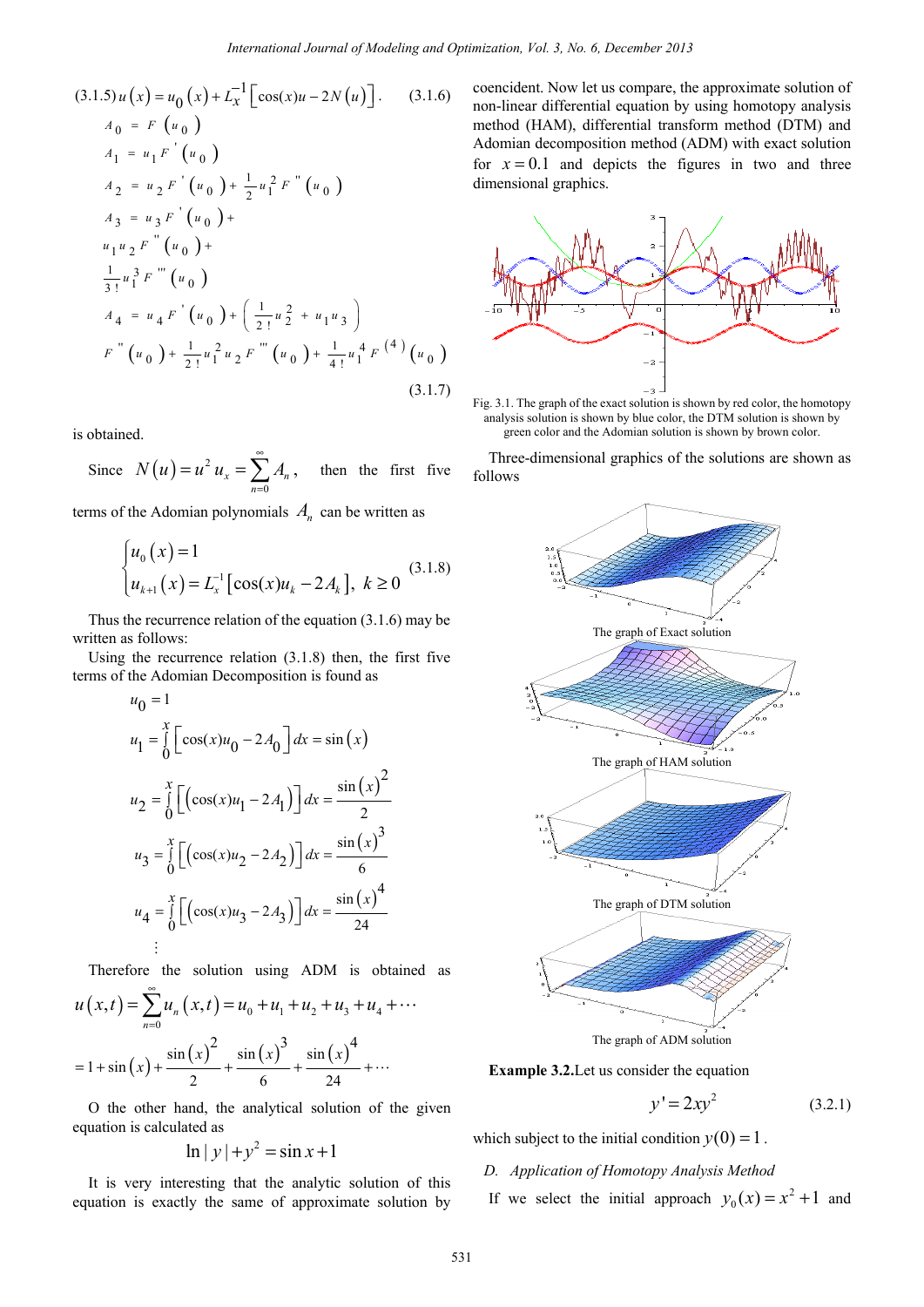$$(3.1.5)\ u(x) = u_0(x) + L_x^{-1}\left[\cos(x)u - 2N(u)\right]. \quad (3.1.6)$$

$$A_0 = F(u_0)$$

$$A_1 = u_1 F'(u_0)$$

$$A_2 = u_2 F'(u_0) + \frac{1}{2}u_1^2 F''(u_0)$$

$$A_3 = u_3 F'(u_0) + u_1 u_2 F''(u_0) + \frac{1}{3!}u_1^3 F'''(u_0)$$

$$A_4 = u_4 F'(u_0) + \left(\frac{1}{2!}u_2^2 + u_1 u_3\right) F''(u_0) + \frac{1}{2!}u_1^2 u_2 F'''(u_0) + \frac{1}{4!}u_1^4 F^{(4)}(u_0)$$

(3.1.7)

is obtained.

Since $N(u) = u^2 u_x = \sum_{n=0}^{\infty} A_n$, then the first five terms of the Adomian polynomials $A_n$ can be written as

$$\begin{cases} u_0(x) = 1 \\ u_{k+1}(x) = L_x^{-1}\left[\cos(x)u_k - 2A_k\right],\ k \geq 0 \end{cases} \quad (3.1.8)$$

Thus the recurrence relation of the equation (3.1.6) may be written as follows:

Using the recurrence relation (3.1.8) then, the first five terms of the Adomian Decomposition is found as

$$u_0 = 1$$

$$u_1 = \int_0^x \left[\cos(x)u_0 - 2A_0\right]dx = \sin(x)$$

$$u_2 = \int_0^x \left[\left(\cos(x)u_1 - 2A_1\right)\right]dx = \frac{\sin(x)^2}{2}$$

$$u_3 = \int_0^x \left[\left(\cos(x)u_2 - 2A_2\right)\right]dx = \frac{\sin(x)^3}{6}$$

$$u_4 = \int_0^x \left[\left(\cos(x)u_3 - 2A_3\right)\right]dx = \frac{\sin(x)^4}{24}$$

$$\vdots$$

Therefore the solution using ADM is obtained as

$$u(x,t) = \sum_{n=0}^{\infty} u_n(x,t) = u_0 + u_1 + u_2 + u_3 + u_4 + \cdots$$

$$= 1 + \sin(x) + \frac{\sin(x)^2}{2} + \frac{\sin(x)^3}{6} + \frac{\sin(x)^4}{24} + \cdots$$

O the other hand, the analytical solution of the given equation is calculated as

$$\ln|y| + y^2 = \sin x + 1$$

It is very interesting that the analytic solution of this equation is exactly the same of approximate solution by coencident. Now let us compare, the approximate solution of non-linear differential equation by using homotopy analysis method (HAM), differential transform method (DTM) and Adomian decomposition method (ADM) with exact solution for $x = 0.1$ and depicts the figures in two and three dimensional graphics.

Fig. 3.1. The graph of the exact solution is shown by red color, the homotopy analysis solution is shown by blue color, the DTM solution is shown by green color and the Adomian solution is shown by brown color.

Three-dimensional graphics of the solutions are shown as follows

The graph of Exact solution

The graph of HAM solution

The graph of DTM solution

The graph of ADM solution

**Example 3.2.** Let us consider the equation

$$y' = 2xy^2 \quad (3.2.1)$$

which subject to the initial condition $y(0) = 1$.

*D. Application of Homotopy Analysis Method*

If we select the initial approach $y_0(x) = x^2 + 1$ and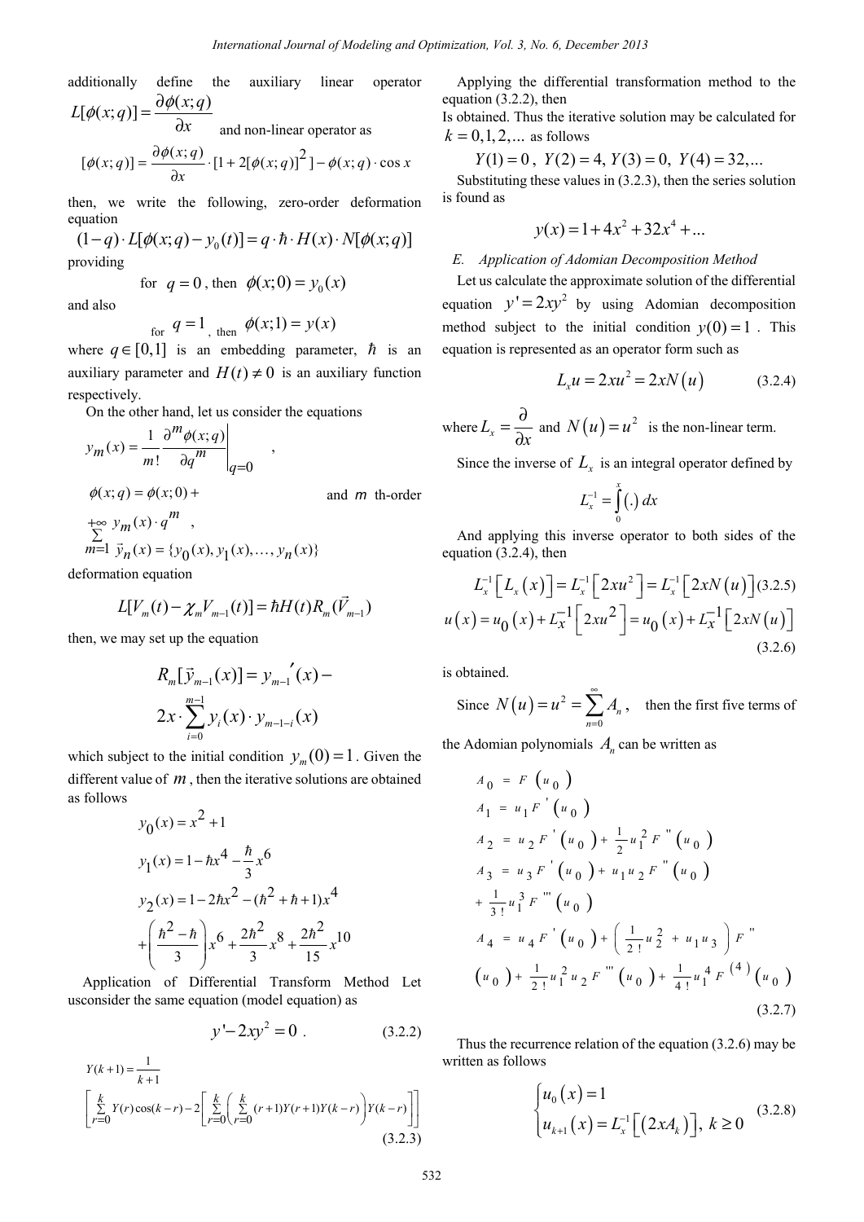additionally define the auxiliary linear operator $L[\phi(x;q)] = \frac{\partial \phi(x;q)}{\partial x}$ and non-linear operator as

$$[\phi(x;q)] = \frac{\partial \phi(x;q)}{\partial x} \cdot [1 + 2[\phi(x;q)]^2] - \phi(x;q) \cdot \cos x$$

then, we write the following, zero-order deformation equation

$$(1-q) \cdot L[\phi(x;q) - y_0(t)] = q \cdot \hbar \cdot H(x) \cdot N[\phi(x;q)]$$

providing

for $q = 0$, then $\phi(x;0) = y_0(x)$

and also

for $q = 1$, then $\phi(x;1) = y(x)$

where $q \in [0,1]$ is an embedding parameter, $\hbar$ is an auxiliary parameter and $H(t) \neq 0$ is an auxiliary function respectively.

On the other hand, let us consider the equations

$$y_m(x) = \frac{1}{m!} \frac{\partial^m \phi(x;q)}{\partial q^m}\bigg|_{q=0},$$

$$\phi(x;q) = \phi(x;0) + \sum_{m=1}^{+\infty} y_m(x) \cdot q^m,$$

$$\vec{y}_n(x) = \{y_0(x), y_1(x), \ldots, y_n(x)\}$$

and $m$ th-order deformation equation

$$L[V_m(t) - \chi_m V_{m-1}(t)] = \hbar H(t) R_m(\vec{V}_{m-1})$$

then, we may set up the equation

$$R_m[\vec{y}_{m-1}(x)] = y_{m-1}'(x) - 2x \cdot \sum_{i=0}^{m-1} y_i(x) \cdot y_{m-1-i}(x)$$

which subject to the initial condition $y_m(0) = 1$. Given the different value of $m$, then the iterative solutions are obtained as follows

$$y_0(x) = x^2 + 1$$

$$y_1(x) = 1 - \hbar x^4 - \frac{\hbar}{3} x^6$$

$$y_2(x) = 1 - 2\hbar x^2 - (\hbar^2 + \hbar + 1)x^4 + \left(\frac{\hbar^2 - \hbar}{3}\right)x^6 + \frac{2\hbar^2}{3}x^8 + \frac{2\hbar^2}{15}x^{10}$$

Application of Differential Transform Method Let usconsider the same equation (model equation) as

$$y' - 2xy^2 = 0. \tag{3.2.2}$$

$$Y(k+1) = \frac{1}{k+1}\left[\sum_{r=0}^{k} Y(r)\cos(k-r) - 2\left[\sum_{r=0}^{k}\left(\sum_{r=0}^{k}(r+1)Y(r+1)Y(k-r)\right)Y(k-r)\right]\right] \tag{3.2.3}$$

Applying the differential transformation method to the equation (3.2.2), then

Is obtained. Thus the iterative solution may be calculated for $k = 0,1,2,\ldots$ as follows

$$Y(1) = 0,\ Y(2) = 4,\ Y(3) = 0,\ Y(4) = 32, \ldots$$

Substituting these values in (3.2.3), then the series solution is found as

$$y(x) = 1 + 4x^2 + 32x^4 + \ldots$$

*E. Application of Adomian Decomposition Method*

Let us calculate the approximate solution of the differential equation $y' = 2xy^2$ by using Adomian decomposition method subject to the initial condition $y(0) = 1$. This equation is represented as an operator form such as

$$L_x u = 2xu^2 = 2xN(u) \tag{3.2.4}$$

where $L_x = \frac{\partial}{\partial x}$ and $N(u) = u^2$ is the non-linear term.

Since the inverse of $L_x$ is an integral operator defined by

$$L_x^{-1} = \int_0^x (.)\,dx$$

And applying this inverse operator to both sides of the equation (3.2.4), then

$$L_x^{-1}\left[L_x(x)\right] = L_x^{-1}\left[2xu^2\right] = L_x^{-1}\left[2xN(u)\right] \tag{3.2.5}$$

$$u(x) = u_0(x) + L_x^{-1}\left[2xu^2\right] = u_0(x) + L_x^{-1}\left[2xN(u)\right] \tag{3.2.6}$$

is obtained.

Since $N(u) = u^2 = \sum_{n=0}^{\infty} A_n$, then the first five terms of the Adomian polynomials $A_n$ can be written as

$$\begin{aligned}
A_0 &= F(u_0) \\
A_1 &= u_1 F'(u_0) \\
A_2 &= u_2 F'(u_0) + \frac{1}{2}u_1^2 F''(u_0) \\
A_3 &= u_3 F'(u_0) + u_1 u_2 F''(u_0) + \frac{1}{3!}u_1^3 F'''(u_0) \\
A_4 &= u_4 F'(u_0) + \left(\frac{1}{2!}u_2^2 + u_1 u_3\right) F''(u_0) + \frac{1}{2!}u_1^2 u_2 F'''(u_0) + \frac{1}{4!}u_1^4 F^{(4)}(u_0)
\end{aligned} \tag{3.2.7}$$

Thus the recurrence relation of the equation (3.2.6) may be written as follows

$$\begin{cases} u_0(x) = 1 \\ u_{k+1}(x) = L_x^{-1}\left[(2xA_k)\right],\ k \geq 0 \end{cases} \tag{3.2.8}$$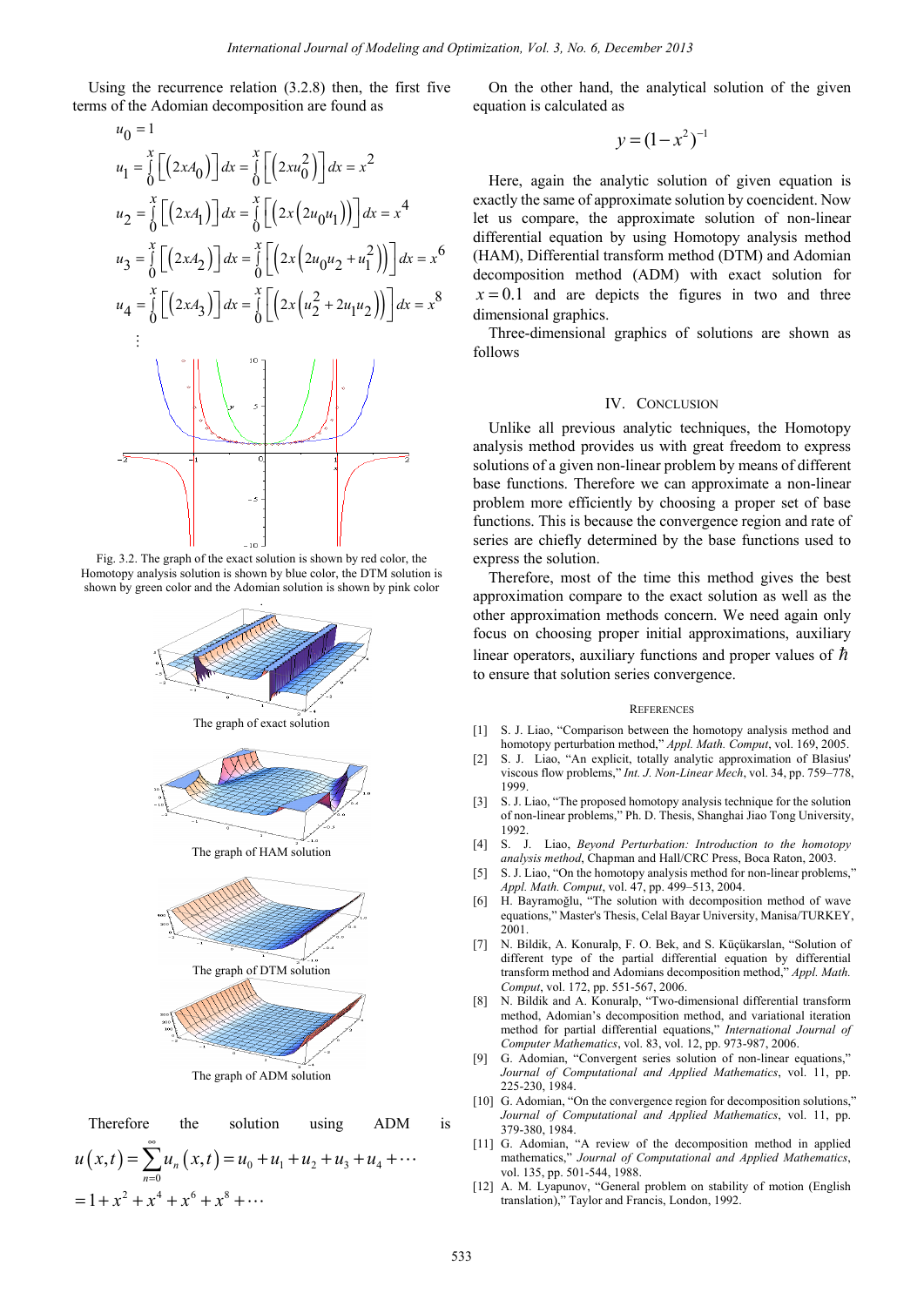Using the recurrence relation (3.2.8) then, the first five terms of the Adomian decomposition are found as

$$u_0 = 1$$

$$u_1 = \int_0^x \left[\left(2xA_0\right)\right] dx = \int_0^x \left[\left(2xu_0^2\right)\right] dx = x^2$$

$$u_2 = \int_0^x \left[\left(2xA_1\right)\right] dx = \int_0^x \left[\left(2x\left(2u_0u_1\right)\right)\right] dx = x^4$$

$$u_3 = \int_0^x \left[\left(2xA_2\right)\right] dx = \int_0^x \left[\left(2x\left(2u_0u_2 + u_1^2\right)\right)\right] dx = x^6$$

$$u_4 = \int_0^x \left[\left(2xA_3\right)\right] dx = \int_0^x \left[\left(2x\left(u_2^2 + 2u_1u_2\right)\right)\right] dx = x^8$$

$$\vdots$$

Fig. 3.2. The graph of the exact solution is shown by red color, the Homotopy analysis solution is shown by blue color, the DTM solution is shown by green color and the Adomian solution is shown by pink color

The graph of exact solution

The graph of HAM solution

The graph of DTM solution

The graph of ADM solution

Therefore the solution using ADM is

$$u(x,t) = \sum_{n=0}^{\infty} u_n(x,t) = u_0 + u_1 + u_2 + u_3 + u_4 + \cdots$$
$$= 1 + x^2 + x^4 + x^6 + x^8 + \cdots$$

On the other hand, the analytical solution of the given equation is calculated as

$$y = (1 - x^2)^{-1}$$

Here, again the analytic solution of given equation is exactly the same of approximate solution by coencident. Now let us compare, the approximate solution of non-linear differential equation by using Homotopy analysis method (HAM), Differential transform method (DTM) and Adomian decomposition method (ADM) with exact solution for $x = 0.1$ and are depicts the figures in two and three dimensional graphics.

Three-dimensional graphics of solutions are shown as follows

## IV. Conclusion

Unlike all previous analytic techniques, the Homotopy analysis method provides us with great freedom to express solutions of a given non-linear problem by means of different base functions. Therefore we can approximate a non-linear problem more efficiently by choosing a proper set of base functions. This is because the convergence region and rate of series are chiefly determined by the base functions used to express the solution.

Therefore, most of the time this method gives the best approximation compare to the exact solution as well as the other approximation methods concern. We need again only focus on choosing proper initial approximations, auxiliary linear operators, auxiliary functions and proper values of $\hbar$ to ensure that solution series convergence.

## References

[1] S. J. Liao, "Comparison between the homotopy analysis method and homotopy perturbation method," *Appl. Math. Comput*, vol. 169, 2005.

[2] S. J. Liao, "An explicit, totally analytic approximation of Blasius' viscous flow problems," *Int. J. Non-Linear Mech*, vol. 34, pp. 759–778, 1999.

[3] S. J. Liao, "The proposed homotopy analysis technique for the solution of non-linear problems," Ph. D. Thesis, Shanghai Jiao Tong University, 1992.

[4] S. J. Liao, *Beyond Perturbation: Introduction to the homotopy analysis method*, Chapman and Hall/CRC Press, Boca Raton, 2003.

[5] S. J. Liao, "On the homotopy analysis method for non-linear problems," *Appl. Math. Comput*, vol. 47, pp. 499–513, 2004.

[6] H. Bayramoğlu, "The solution with decomposition method of wave equations," Master's Thesis, Celal Bayar University, Manisa/TURKEY, 2001.

[7] N. Bildik, A. Konuralp, F. O. Bek, and S. Küçükarslan, "Solution of different type of the partial differential equation by differential transform method and Adomians decomposition method," *Appl. Math. Comput*, vol. 172, pp. 551-567, 2006.

[8] N. Bildik and A. Konuralp, "Two-dimensional differential transform method, Adomian's decomposition method, and variational iteration method for partial differential equations," *International Journal of Computer Mathematics*, vol. 83, vol. 12, pp. 973-987, 2006.

[9] G. Adomian, "Convergent series solution of non-linear equations," *Journal of Computational and Applied Mathematics*, vol. 11, pp. 225-230, 1984.

[10] G. Adomian, "On the convergence region for decomposition solutions," *Journal of Computational and Applied Mathematics*, vol. 11, pp. 379-380, 1984.

[11] G. Adomian, "A review of the decomposition method in applied mathematics," *Journal of Computational and Applied Mathematics*, vol. 135, pp. 501-544, 1988.

[12] A. M. Lyapunov, "General problem on stability of motion (English translation)," Taylor and Francis, London, 1992.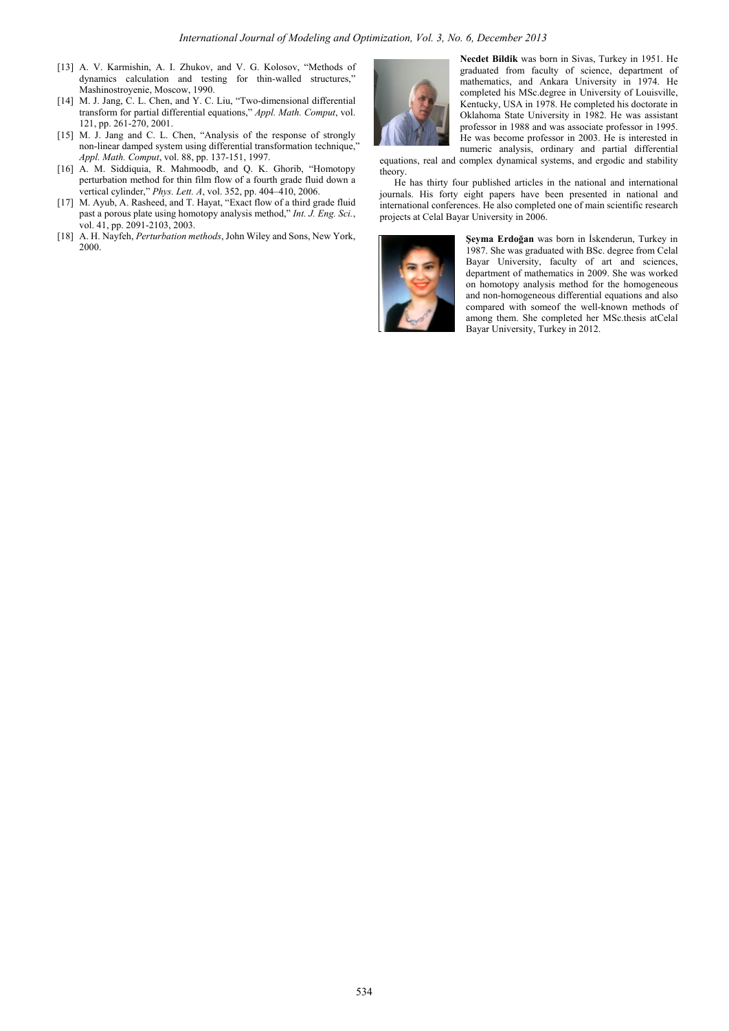[13] A. V. Karmishin, A. I. Zhukov, and V. G. Kolosov, "Methods of dynamics calculation and testing for thin-walled structures," Mashinostroyenie, Moscow, 1990.

[14] M. J. Jang, C. L. Chen, and Y. C. Liu, "Two-dimensional differential transform for partial differential equations," *Appl. Math. Comput*, vol. 121, pp. 261-270, 2001.

[15] M. J. Jang and C. L. Chen, "Analysis of the response of strongly non-linear damped system using differential transformation technique," *Appl. Math. Comput*, vol. 88, pp. 137-151, 1997.

[16] A. M. Siddiquia, R. Mahmoodb, and Q. K. Ghorib, "Homotopy perturbation method for thin film flow of a fourth grade fluid down a vertical cylinder," *Phys. Lett. A*, vol. 352, pp. 404–410, 2006.

[17] M. Ayub, A. Rasheed, and T. Hayat, "Exact flow of a third grade fluid past a porous plate using homotopy analysis method," *Int. J. Eng. Sci.*, vol. 41, pp. 2091-2103, 2003.

[18] A. H. Nayfeh, *Perturbation methods*, John Wiley and Sons, New York, 2000.

**Necdet Bildik** was born in Sivas, Turkey in 1951. He graduated from faculty of science, department of mathematics, and Ankara University in 1974. He completed his MSc.degree in University of Louisville, Kentucky, USA in 1978. He completed his doctorate in Oklahoma State University in 1982. He was assistant professor in 1988 and was associate professor in 1995. He was become professor in 2003. He is interested in numeric analysis, ordinary and partial differential equations, real and complex dynamical systems, and ergodic and stability theory.

He has thirty four published articles in the national and international journals. His forty eight papers have been presented in national and international conferences. He also completed one of main scientific research projects at Celal Bayar University in 2006.

**Şeyma Erdoğan** was born in İskenderun, Turkey in 1987. She was graduated with BSc. degree from Celal Bayar University, faculty of art and sciences, department of mathematics in 2009. She was worked on homotopy analysis method for the homogeneous and non-homogeneous differential equations and also compared with someof the well-known methods of among them. She completed her MSc.thesis atCelal Bayar University, Turkey in 2012.